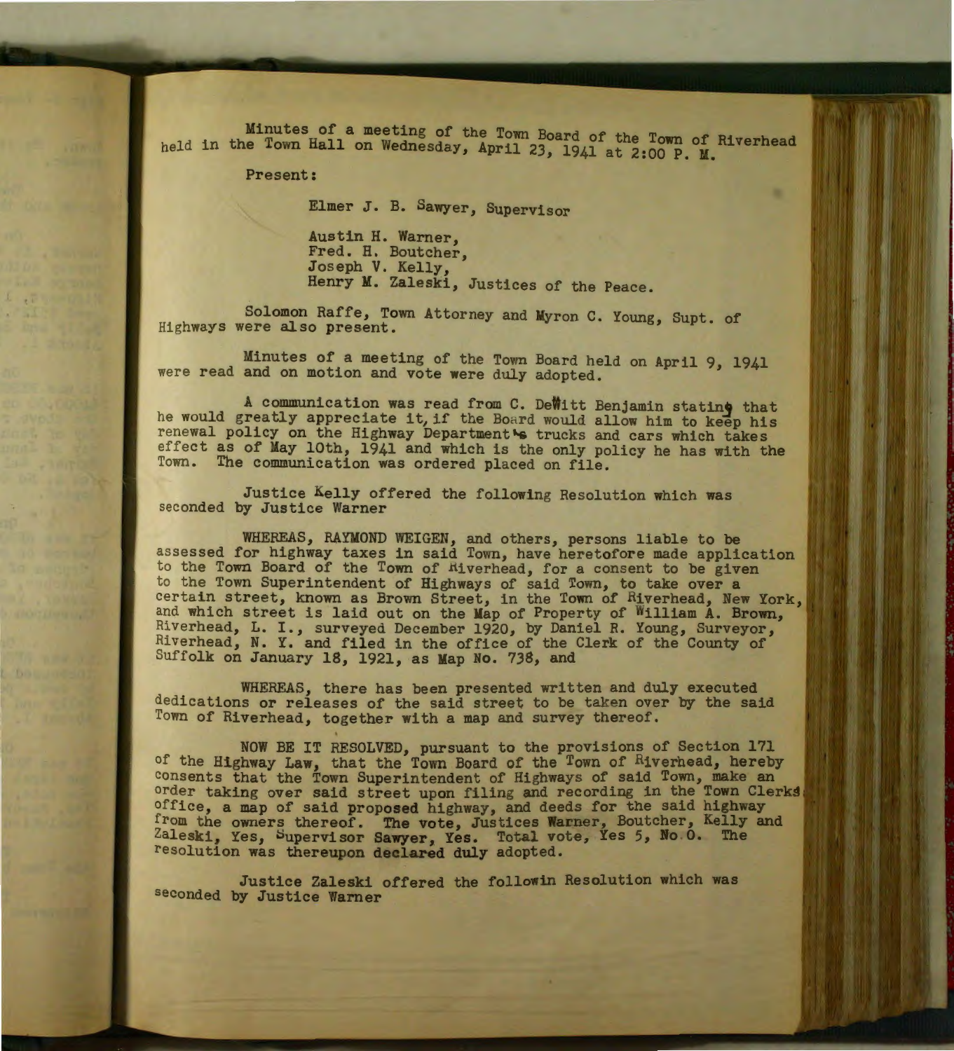Minutes of a meeting of the Town Board of the Town of Riverhead held in the Town Hall on Wednesday, April 23, 1941 at 2:00 P. M.

Present:

Elmer J. B. Sawyer, Supervisor

Austin H. Warner,
Fred. H. Boutcher,
Joseph V. Kelly,
Henry M. Zaleski, Justices of the Peace.

Solomon Raffe, Town Attorney and Myron C. Young, Supt. of Highways were also present.

Minutes of a meeting of the Town Board held on April 9, 1941 were read and on motion and vote were duly adopted.

A communication was read from C. DeWitt Benjamin stating that he would greatly appreciate it, if the Board would allow him to keep his renewal policy on the Highway Department's trucks and cars which takes effect as of May 10th, 1941 and which is the only policy he has with the Town. The communication was ordered placed on file.

Justice Kelly offered the following Resolution which was seconded by Justice Warner

WHEREAS, RAYMOND WEIGEN, and others, persons liable to be assessed for highway taxes in said Town, have heretofore made application to the Town Board of the Town of Riverhead, for a consent to be given to the Town Superintendent of Highways of said Town, to take over a certain street, known as Brown Street, in the Town of Riverhead, New York, and which street is laid out on the Map of Property of William A. Brown, Riverhead, L. I., surveyed December 1920, by Daniel R. Young, Surveyor, Riverhead, N. Y. and filed in the office of the Clerk of the County of Suffolk on January 18, 1921, as Map No. 738, and

WHEREAS, there has been presented written and duly executed dedications or releases of the said street to be taken over by the said Town of Riverhead, together with a map and survey thereof.

NOW BE IT RESOLVED, pursuant to the provisions of Section 171 of the Highway Law, that the Town Board of the Town of Riverhead, hereby consents that the Town Superintendent of Highways of said Town, make an order taking over said street upon filing and recording in the Town Clerks office, a map of said proposed highway, and deeds for the said highway from the owners thereof. The vote, Justices Warner, Boutcher, Kelly and Zaleski, Yes, Supervisor Sawyer, Yes. Total vote, Yes 5, No 0. The resolution was thereupon declared duly adopted.

Justice Zaleski offered the followin Resolution which was seconded by Justice Warner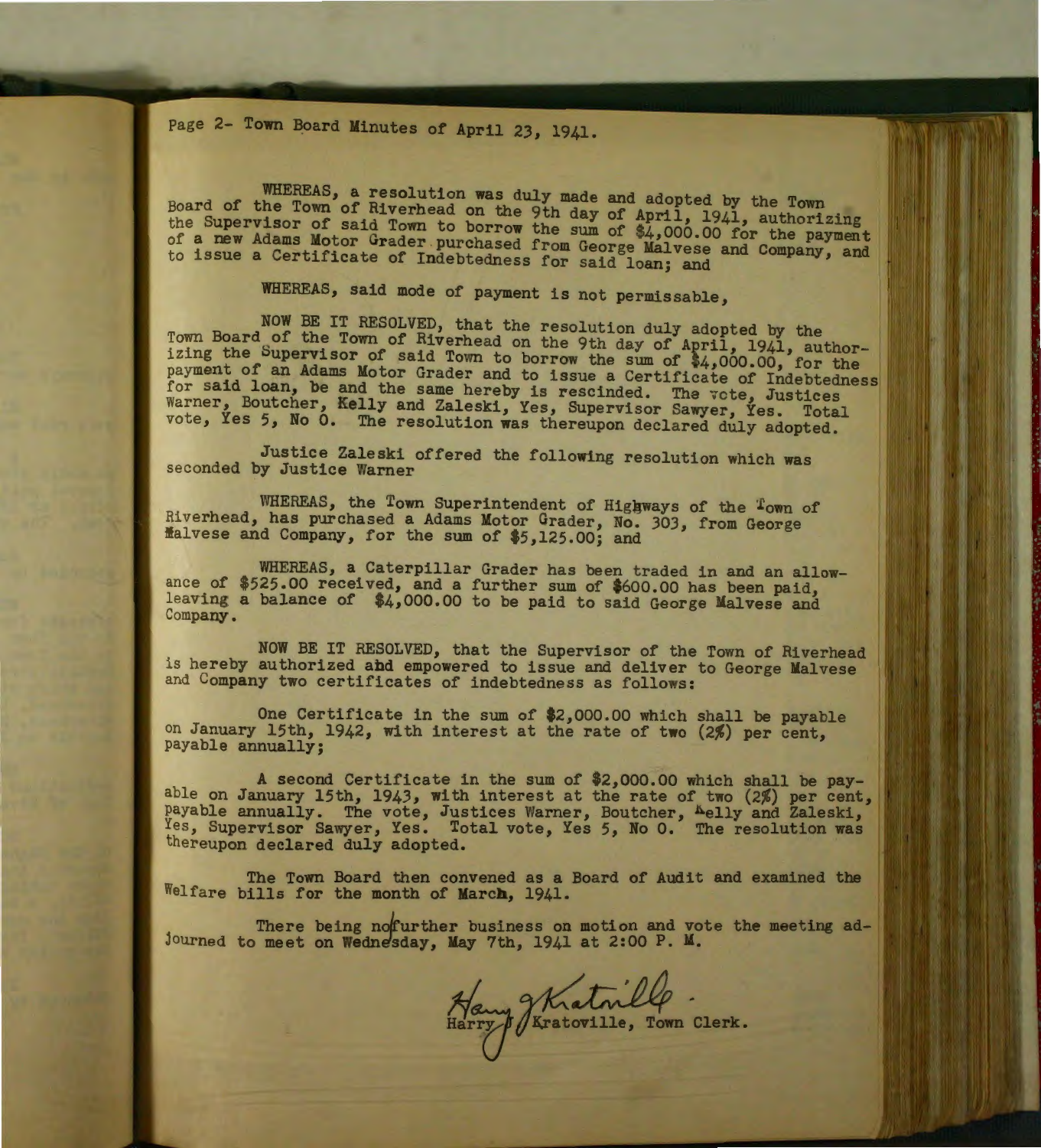Page 2- Town Board Minutes of April 23, 1941.

WHEREAS, a resolution was duly made and adopted by the Town Board of the Town of Riverhead on the 9th day of April, 1941, authorizing the Supervisor of said Town to borrow the sum of $4,000.00 for the payment of a new Adams Motor Grader purchased from George Malvese and Company, and to issue a Certificate of Indebtedness for said loan; and

WHEREAS, said mode of payment is not permissable,

NOW BE IT RESOLVED, that the resolution duly adopted by the Town Board of the Town of Riverhead on the 9th day of April, 1941, authorizing the Supervisor of said Town to borrow the sum of $4,000.00, for the payment of an Adams Motor Grader and to issue a Certificate of Indebtedness for said loan, be and the same hereby is rescinded. The vote, Justices Warner, Boutcher, Kelly and Zaleski, Yes, Supervisor Sawyer, Yes. Total vote, Yes 5, No 0. The resolution was thereupon declared duly adopted.

Justice Zaleski offered the following resolution which was seconded by Justice Warner

WHEREAS, the Town Superintendent of Highways of the Town of Riverhead, has purchased a Adams Motor Grader, No. 303, from George Malvese and Company, for the sum of $5,125.00; and

WHEREAS, a Caterpillar Grader has been traded in and an allowance of $525.00 received, and a further sum of $600.00 has been paid, leaving a balance of $4,000.00 to be paid to said George Malvese and Company.

NOW BE IT RESOLVED, that the Supervisor of the Town of Riverhead is hereby authorized and empowered to issue and deliver to George Malvese and Company two certificates of indebtedness as follows:

One Certificate in the sum of $2,000.00 which shall be payable on January 15th, 1942, with interest at the rate of two (2%) per cent, payable annually;

A second Certificate in the sum of $2,000.00 which shall be payable on January 15th, 1943, with interest at the rate of two (2%) per cent, payable annually. The vote, Justices Warner, Boutcher, Kelly and Zaleski, Yes, Supervisor Sawyer, Yes. Total vote, Yes 5, No 0. The resolution was thereupon declared duly adopted.

The Town Board then convened as a Board of Audit and examined the Welfare bills for the month of March, 1941.

There being no further business on motion and vote the meeting adjourned to meet on Wednesday, May 7th, 1941 at 2:00 P. M.

Harry J. Kratoville.
Harry J. Kratoville, Town Clerk.